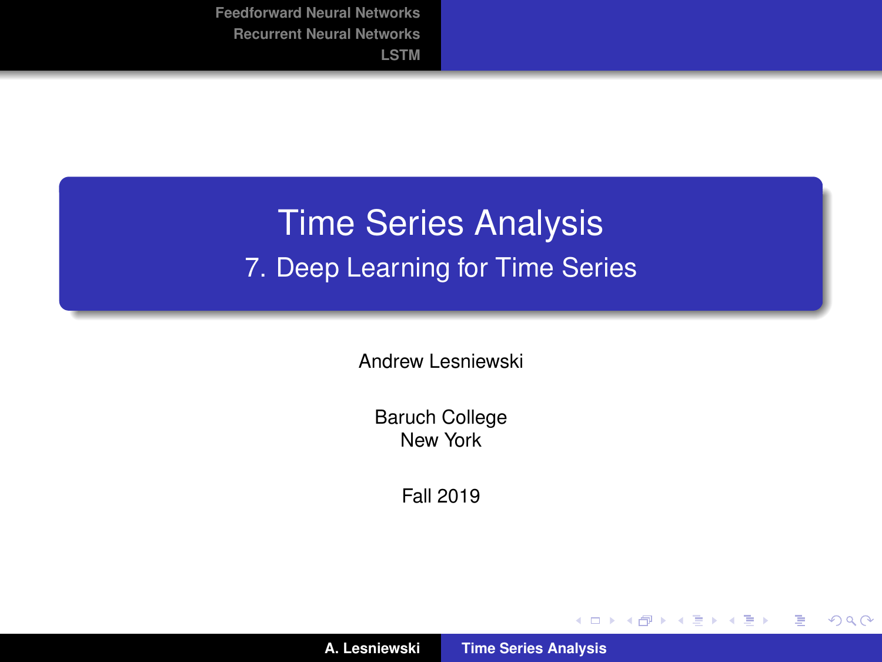# Time Series Analysis

## 7. Deep Learning for Time Series

Andrew Lesniewski

Baruch College
New York

Fall 2019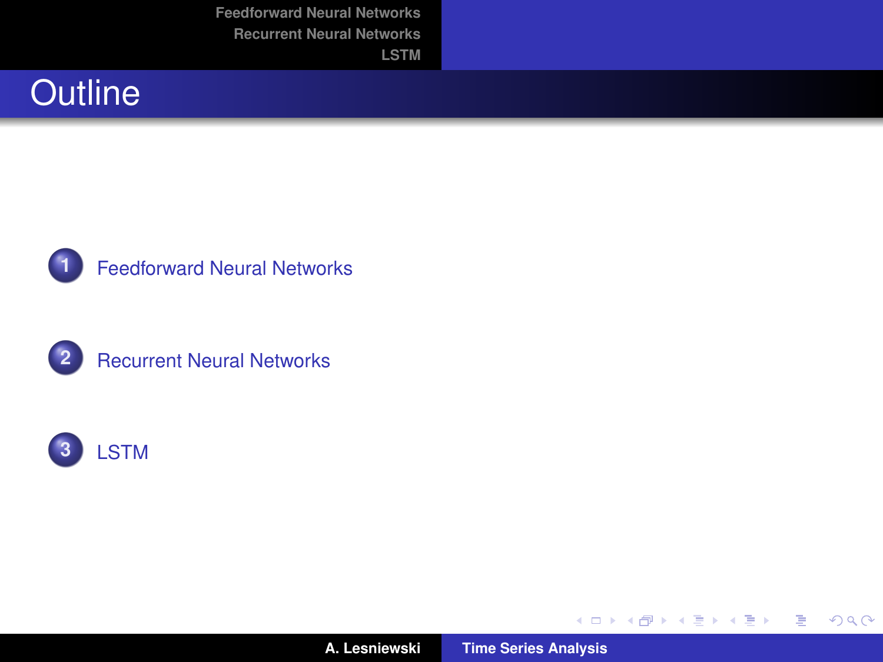# Outline

1. Feedforward Neural Networks
2. Recurrent Neural Networks
3. LSTM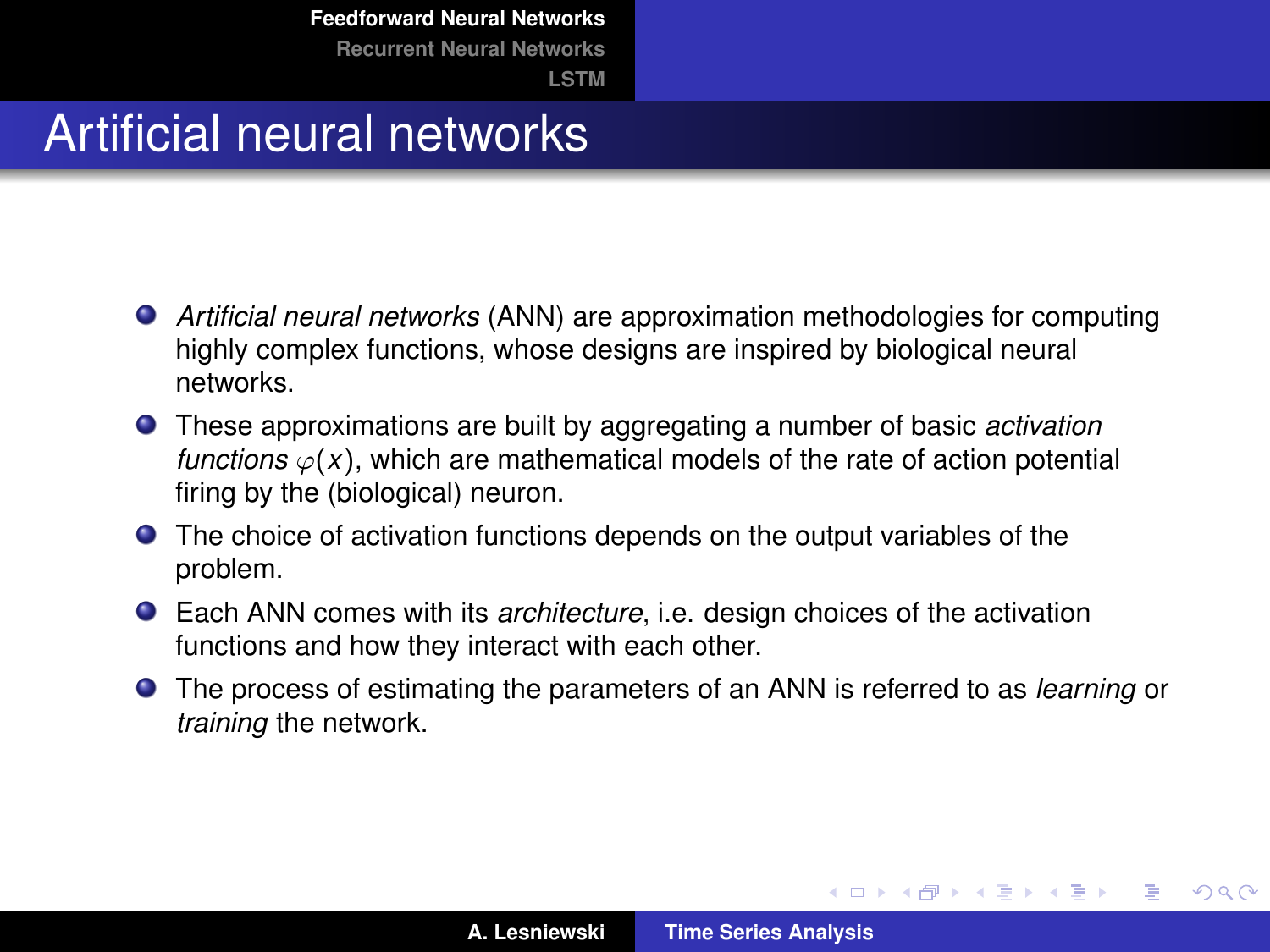# Artificial neural networks

- *Artificial neural networks* (ANN) are approximation methodologies for computing highly complex functions, whose designs are inspired by biological neural networks.
- These approximations are built by aggregating a number of basic *activation functions* $\varphi(x)$, which are mathematical models of the rate of action potential firing by the (biological) neuron.
- The choice of activation functions depends on the output variables of the problem.
- Each ANN comes with its *architecture*, i.e. design choices of the activation functions and how they interact with each other.
- The process of estimating the parameters of an ANN is referred to as *learning* or *training* the network.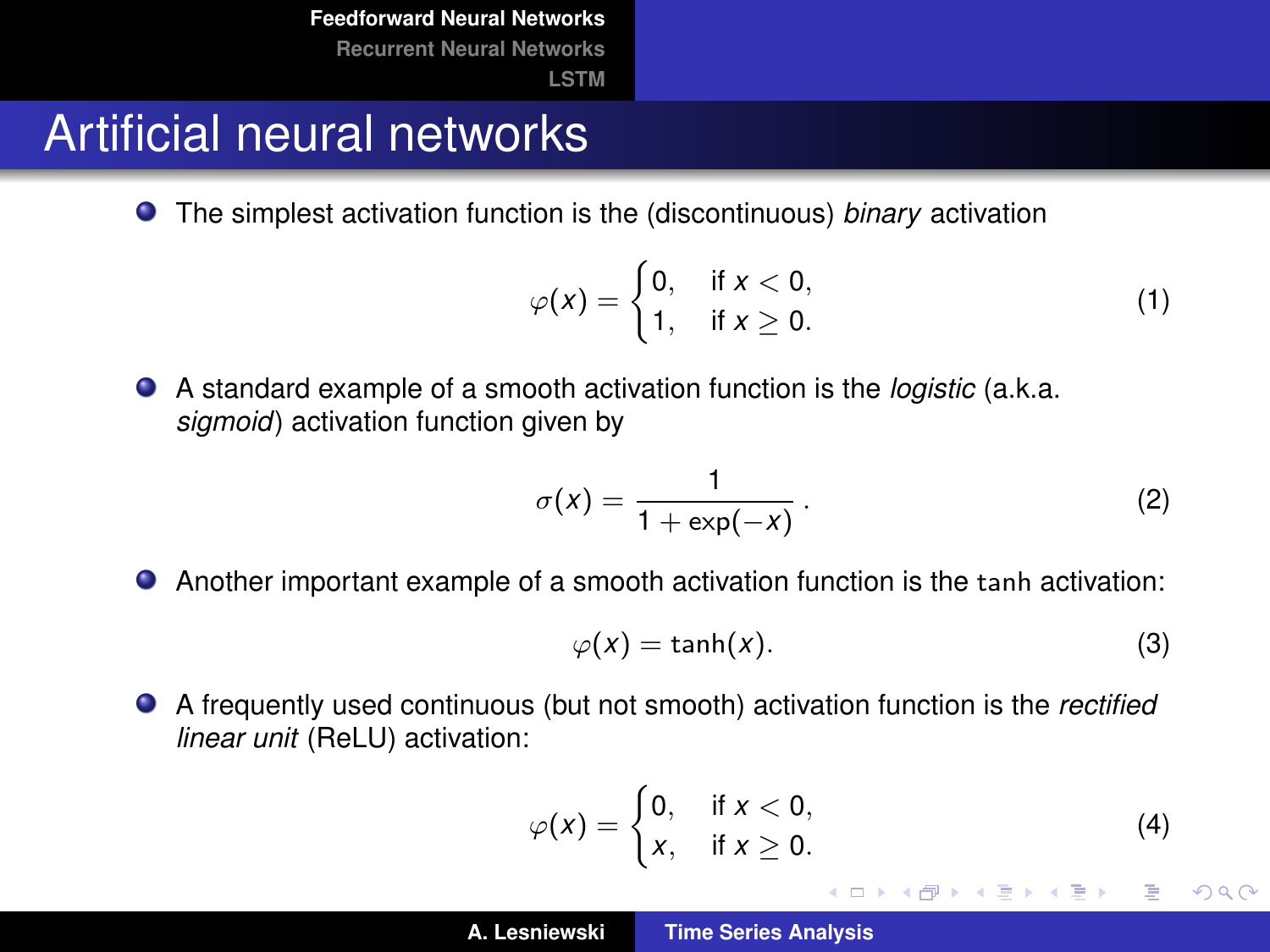# Artificial neural networks

- The simplest activation function is the (discontinuous) *binary* activation

$$\varphi(x) = \begin{cases} 0, & \text{if } x < 0, \\ 1, & \text{if } x \geq 0. \end{cases} \tag{1}$$

- A standard example of a smooth activation function is the *logistic* (a.k.a. *sigmoid*) activation function given by

$$\sigma(x) = \frac{1}{1 + \exp(-x)} \,. \tag{2}$$

- Another important example of a smooth activation function is the tanh activation:

$$\varphi(x) = \tanh(x). \tag{3}$$

- A frequently used continuous (but not smooth) activation function is the *rectified linear unit* (ReLU) activation:

$$\varphi(x) = \begin{cases} 0, & \text{if } x < 0, \\ x, & \text{if } x \geq 0. \end{cases} \tag{4}$$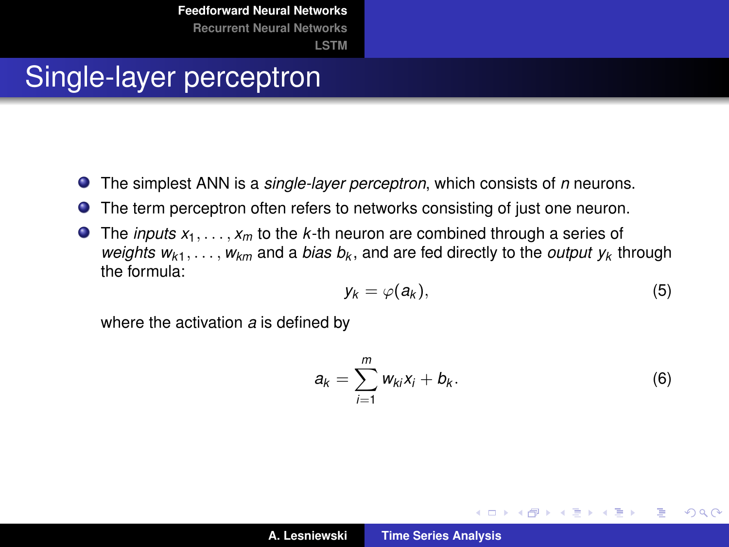# Single-layer perceptron

- The simplest ANN is a *single-layer perceptron*, which consists of $n$ neurons.
- The term perceptron often refers to networks consisting of just one neuron.
- The *inputs* $x_1, \ldots, x_m$ to the $k$-th neuron are combined through a series of *weights* $w_{k1}, \ldots, w_{km}$ and a *bias* $b_k$, and are fed directly to the *output* $y_k$ through the formula:

$$y_k = \varphi(a_k), \tag{5}$$

where the activation $a$ is defined by

$$a_k = \sum_{i=1}^{m} w_{ki} x_i + b_k. \tag{6}$$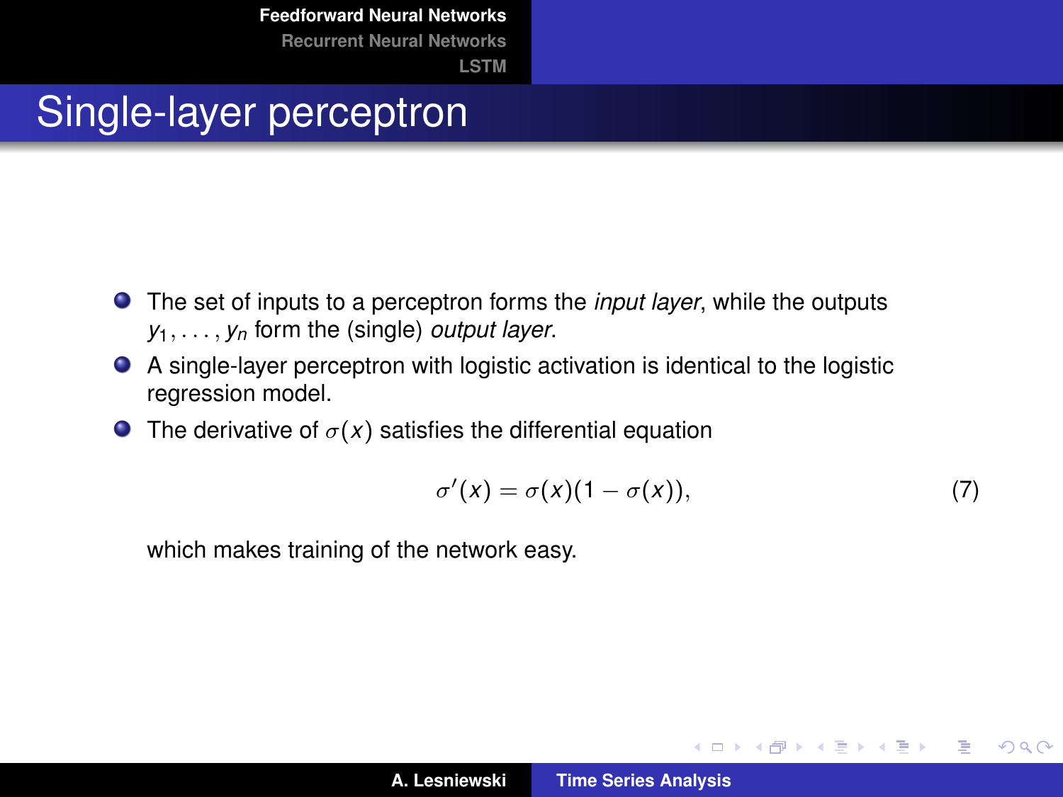# Single-layer perceptron

- The set of inputs to a perceptron forms the *input layer*, while the outputs $y_1, \ldots, y_n$ form the (single) *output layer*.
- A single-layer perceptron with logistic activation is identical to the logistic regression model.
- The derivative of $\sigma(x)$ satisfies the differential equation

$$\sigma'(x) = \sigma(x)(1 - \sigma(x)), \tag{7}$$

which makes training of the network easy.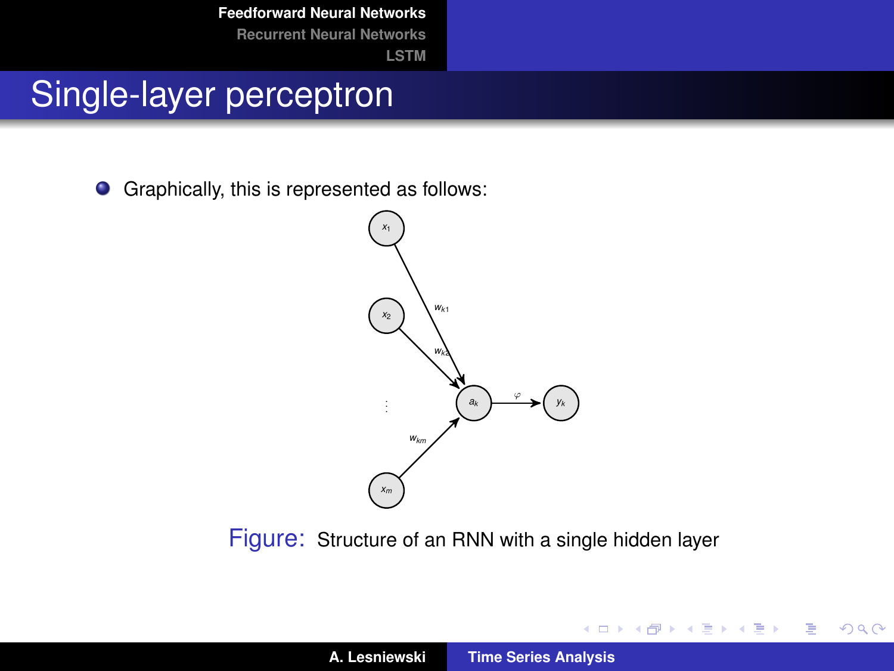# Single-layer perceptron

- Graphically, this is represented as follows:

Figure: Structure of an RNN with a single hidden layer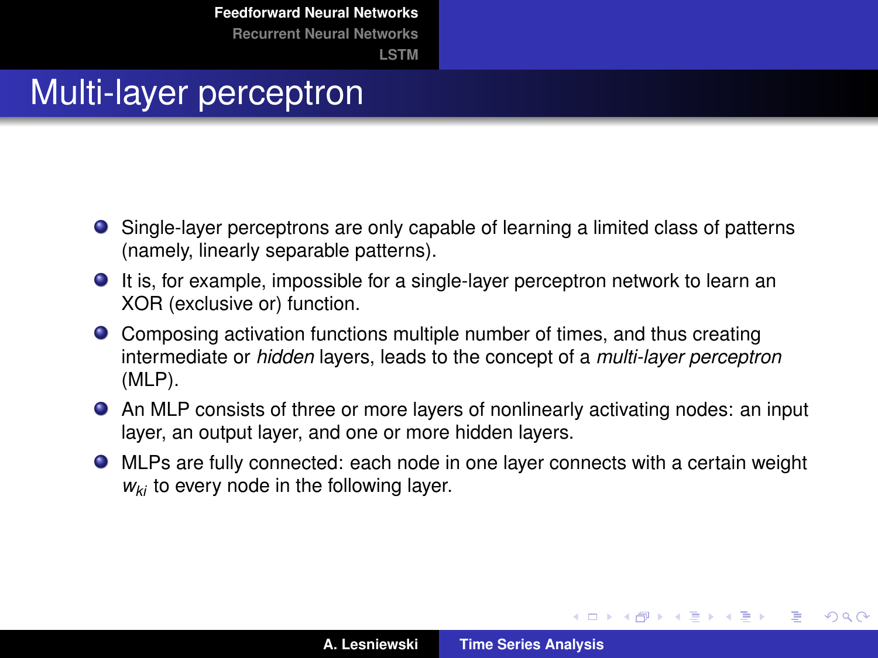# Multi-layer perceptron

- Single-layer perceptrons are only capable of learning a limited class of patterns (namely, linearly separable patterns).
- It is, for example, impossible for a single-layer perceptron network to learn an XOR (exclusive or) function.
- Composing activation functions multiple number of times, and thus creating intermediate or *hidden* layers, leads to the concept of a *multi-layer perceptron* (MLP).
- An MLP consists of three or more layers of nonlinearly activating nodes: an input layer, an output layer, and one or more hidden layers.
- MLPs are fully connected: each node in one layer connects with a certain weight $w_{ki}$ to every node in the following layer.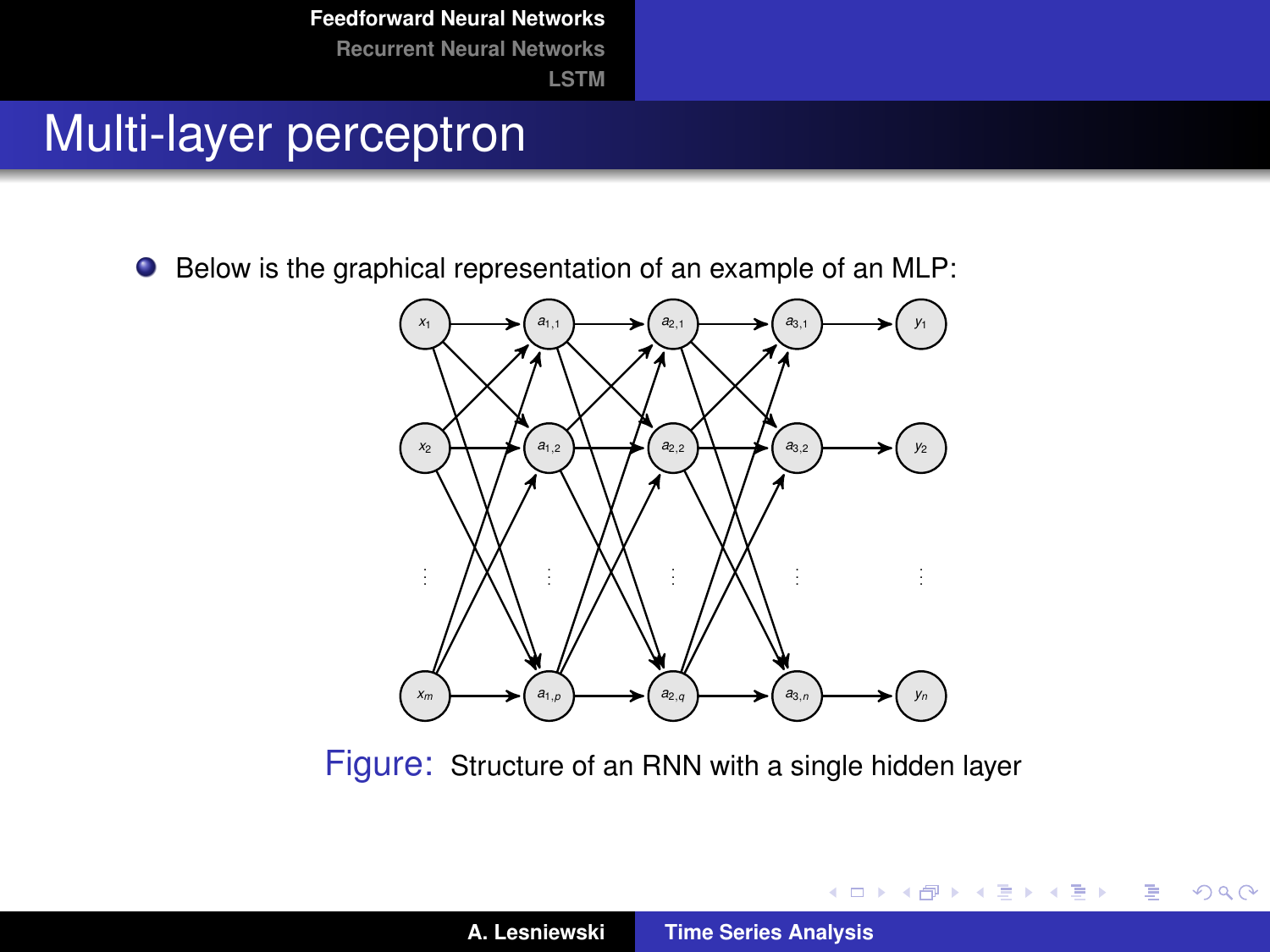# Multi-layer perceptron

- Below is the graphical representation of an example of an MLP:

Figure: Structure of an RNN with a single hidden layer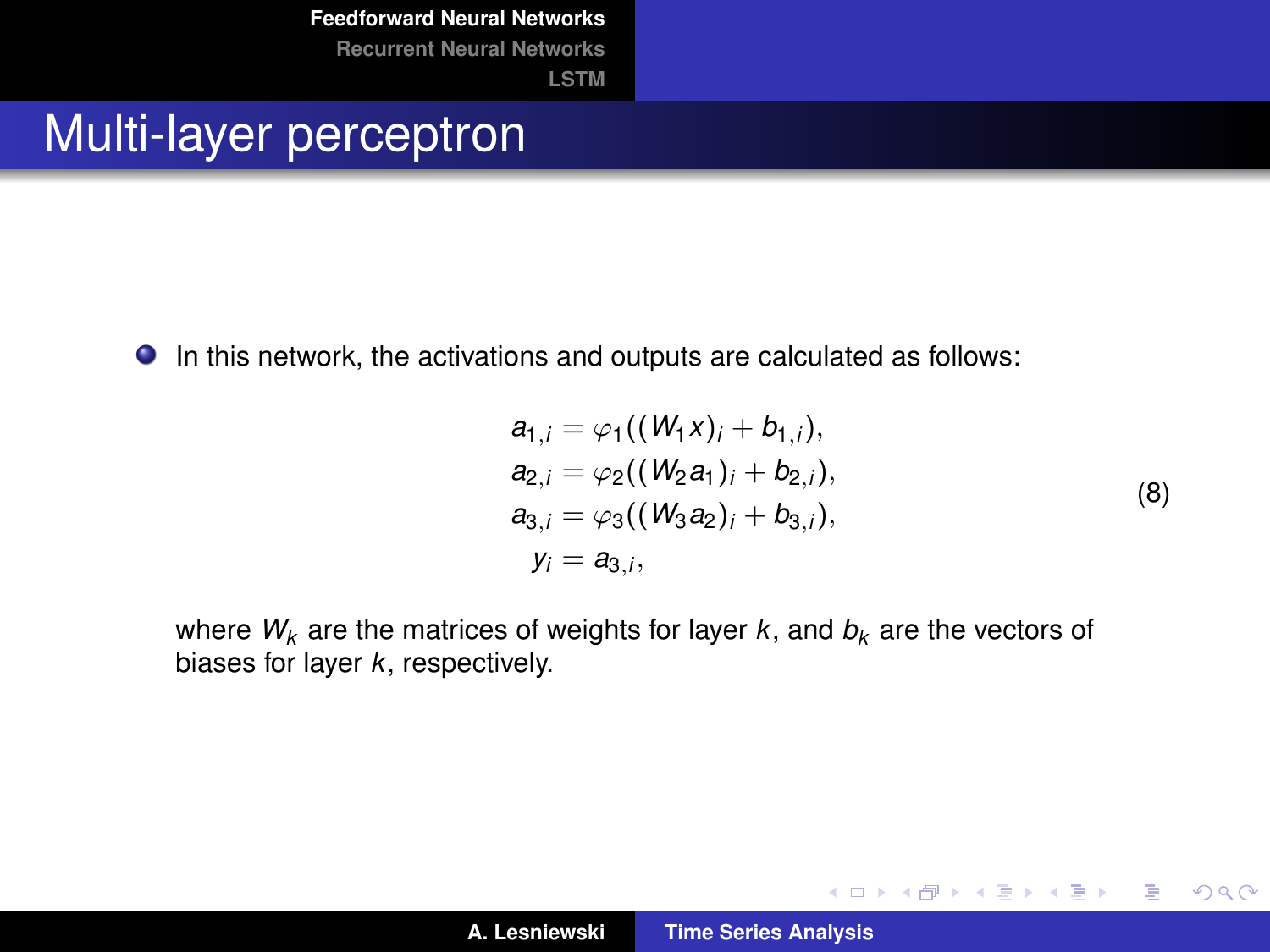# Multi-layer perceptron

- In this network, the activations and outputs are calculated as follows:

$$
\begin{aligned}
a_{1,i} &= \varphi_1((W_1 x)_i + b_{1,i}), \\
a_{2,i} &= \varphi_2((W_2 a_1)_i + b_{2,i}), \\
a_{3,i} &= \varphi_3((W_3 a_2)_i + b_{3,i}), \\
y_i &= a_{3,i},
\end{aligned}
\tag{8}
$$

  where $W_k$ are the matrices of weights for layer $k$, and $b_k$ are the vectors of biases for layer $k$, respectively.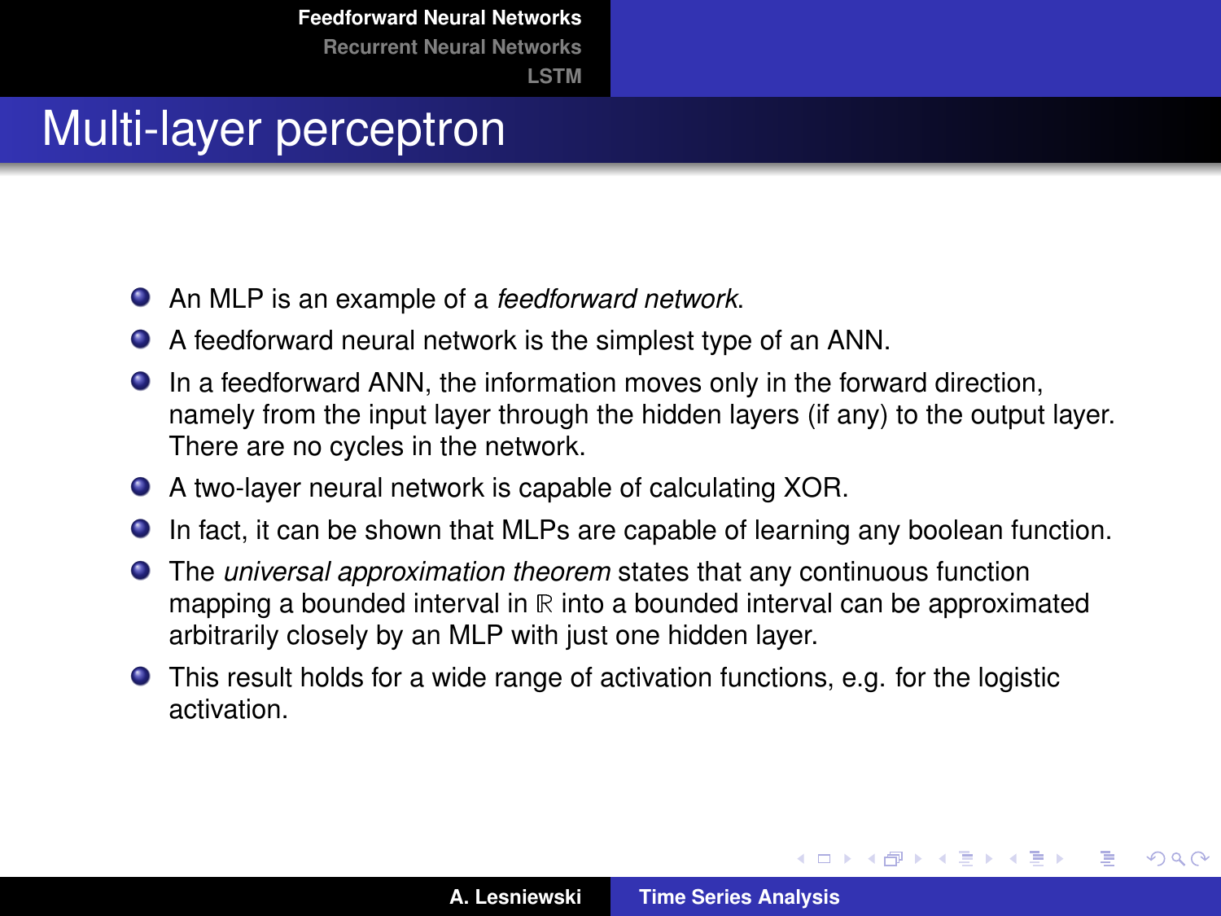# Multi-layer perceptron

- An MLP is an example of a *feedforward network*.
- A feedforward neural network is the simplest type of an ANN.
- In a feedforward ANN, the information moves only in the forward direction, namely from the input layer through the hidden layers (if any) to the output layer. There are no cycles in the network.
- A two-layer neural network is capable of calculating XOR.
- In fact, it can be shown that MLPs are capable of learning any boolean function.
- The *universal approximation theorem* states that any continuous function mapping a bounded interval in $\mathbb{R}$ into a bounded interval can be approximated arbitrarily closely by an MLP with just one hidden layer.
- This result holds for a wide range of activation functions, e.g. for the logistic activation.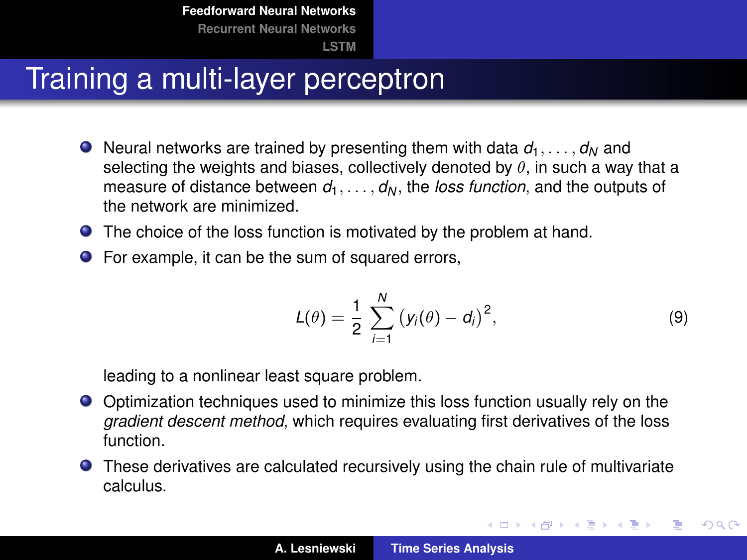# Training a multi-layer perceptron

- Neural networks are trained by presenting them with data $d_1, \ldots, d_N$ and selecting the weights and biases, collectively denoted by $\theta$, in such a way that a measure of distance between $d_1, \ldots, d_N$, the *loss function*, and the outputs of the network are minimized.
- The choice of the loss function is motivated by the problem at hand.
- For example, it can be the sum of squared errors,

$$L(\theta) = \frac{1}{2} \sum_{i=1}^{N} \big(y_i(\theta) - d_i\big)^2, \tag{9}$$

  leading to a nonlinear least square problem.
- Optimization techniques used to minimize this loss function usually rely on the *gradient descent method*, which requires evaluating first derivatives of the loss function.
- These derivatives are calculated recursively using the chain rule of multivariate calculus.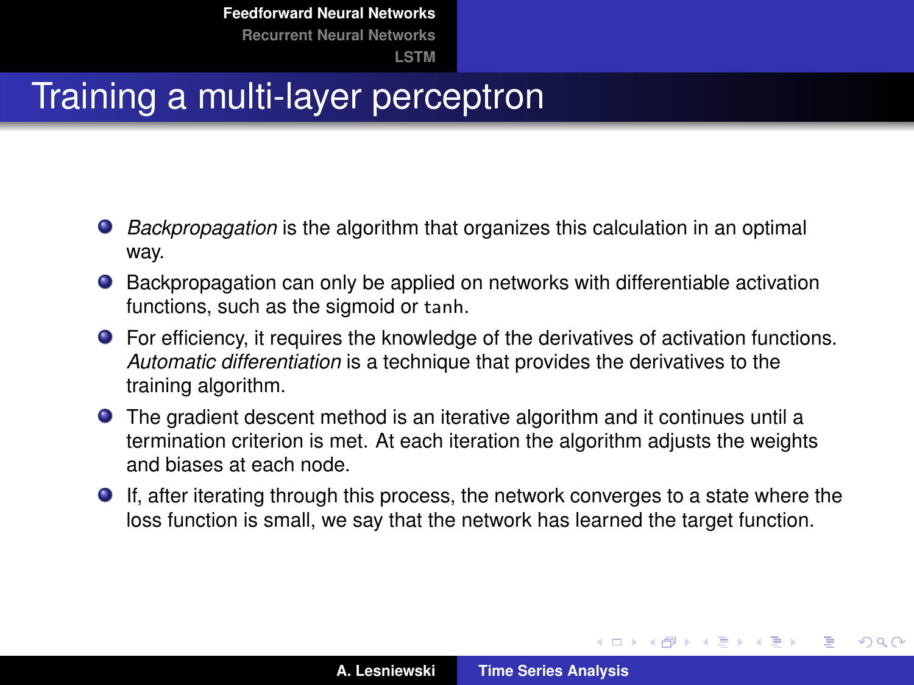# Training a multi-layer perceptron

- *Backpropagation* is the algorithm that organizes this calculation in an optimal way.
- Backpropagation can only be applied on networks with differentiable activation functions, such as the sigmoid or `tanh`.
- For efficiency, it requires the knowledge of the derivatives of activation functions. *Automatic differentiation* is a technique that provides the derivatives to the training algorithm.
- The gradient descent method is an iterative algorithm and it continues until a termination criterion is met. At each iteration the algorithm adjusts the weights and biases at each node.
- If, after iterating through this process, the network converges to a state where the loss function is small, we say that the network has learned the target function.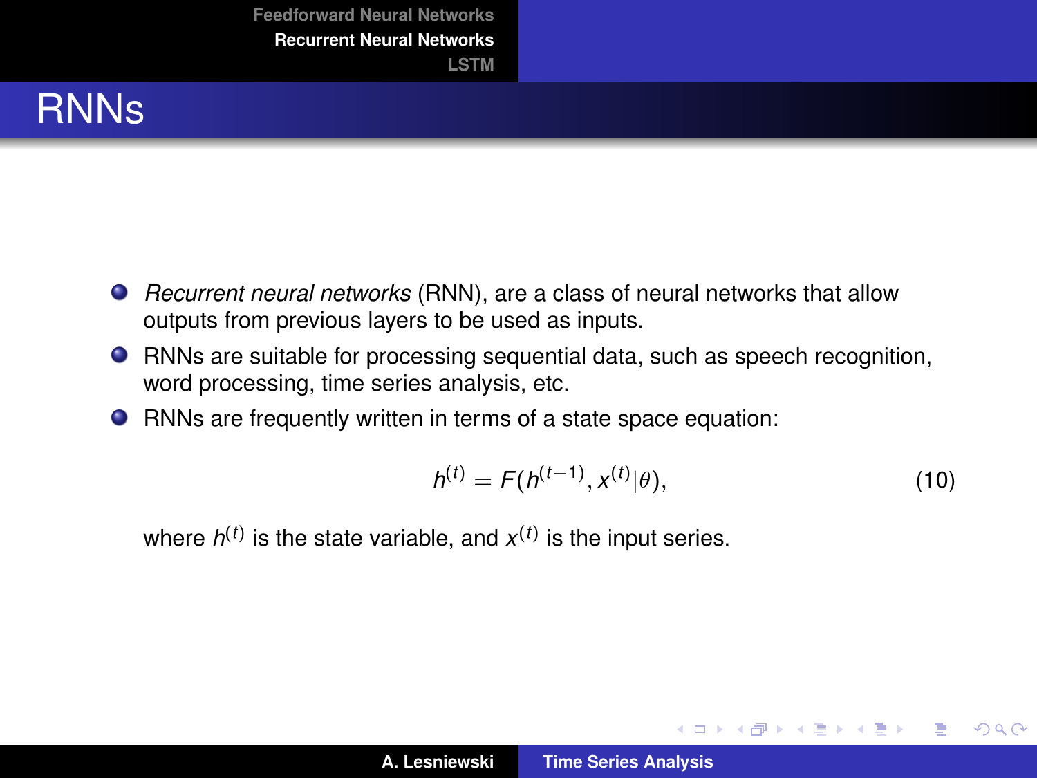# RNNs

- *Recurrent neural networks* (RNN), are a class of neural networks that allow outputs from previous layers to be used as inputs.
- RNNs are suitable for processing sequential data, such as speech recognition, word processing, time series analysis, etc.
- RNNs are frequently written in terms of a state space equation:

$$h^{(t)} = F(h^{(t-1)}, x^{(t)}|\theta), \tag{10}$$

where $h^{(t)}$ is the state variable, and $x^{(t)}$ is the input series.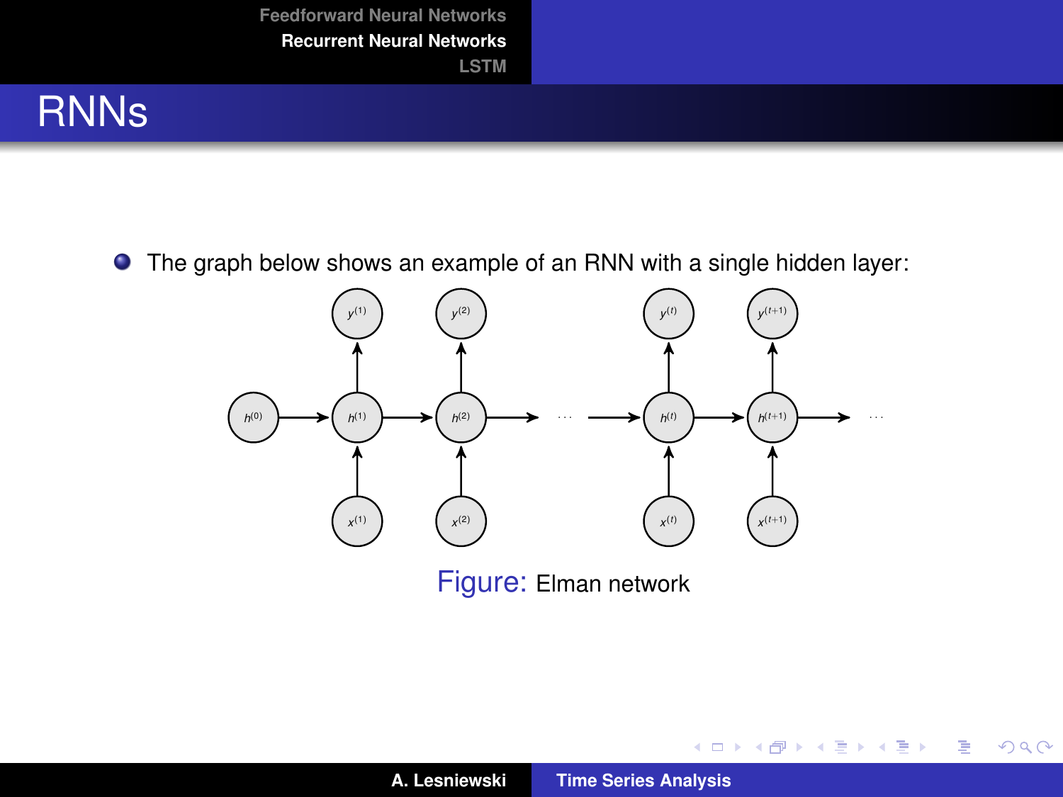# RNNs

- The graph below shows an example of an RNN with a single hidden layer:

Figure: Elman network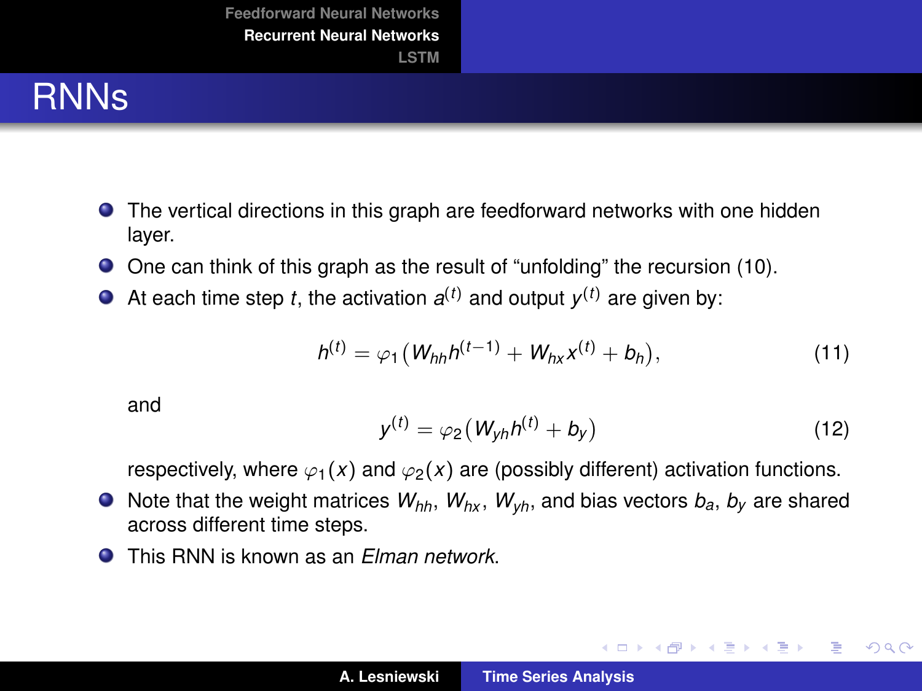# RNNs

- The vertical directions in this graph are feedforward networks with one hidden layer.
- One can think of this graph as the result of “unfolding” the recursion (10).
- At each time step $t$, the activation $a^{(t)}$ and output $y^{(t)}$ are given by:

$$h^{(t)} = \varphi_1\big(W_{hh}h^{(t-1)} + W_{hx}x^{(t)} + b_h\big), \tag{11}$$

  and

$$y^{(t)} = \varphi_2\big(W_{yh}h^{(t)} + b_y\big) \tag{12}$$

  respectively, where $\varphi_1(x)$ and $\varphi_2(x)$ are (possibly different) activation functions.
- Note that the weight matrices $W_{hh}$, $W_{hx}$, $W_{yh}$, and bias vectors $b_a$, $b_y$ are shared across different time steps.
- This RNN is known as an *Elman network*.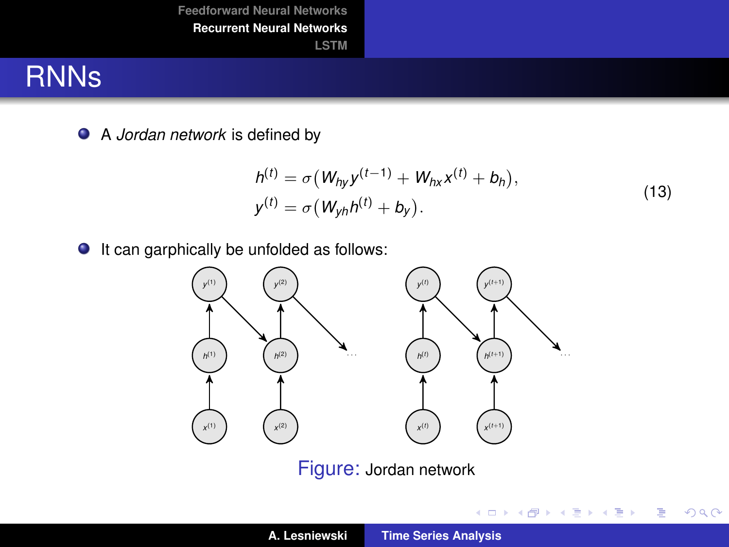# RNNs

- A *Jordan network* is defined by

$$
\begin{aligned}
h^{(t)} &= \sigma\big(W_{hy}y^{(t-1)} + W_{hx}x^{(t)} + b_h\big),\\
y^{(t)} &= \sigma\big(W_{yh}h^{(t)} + b_y\big).
\end{aligned}
\tag{13}
$$

- It can garphically be unfolded as follows:

Figure: Jordan network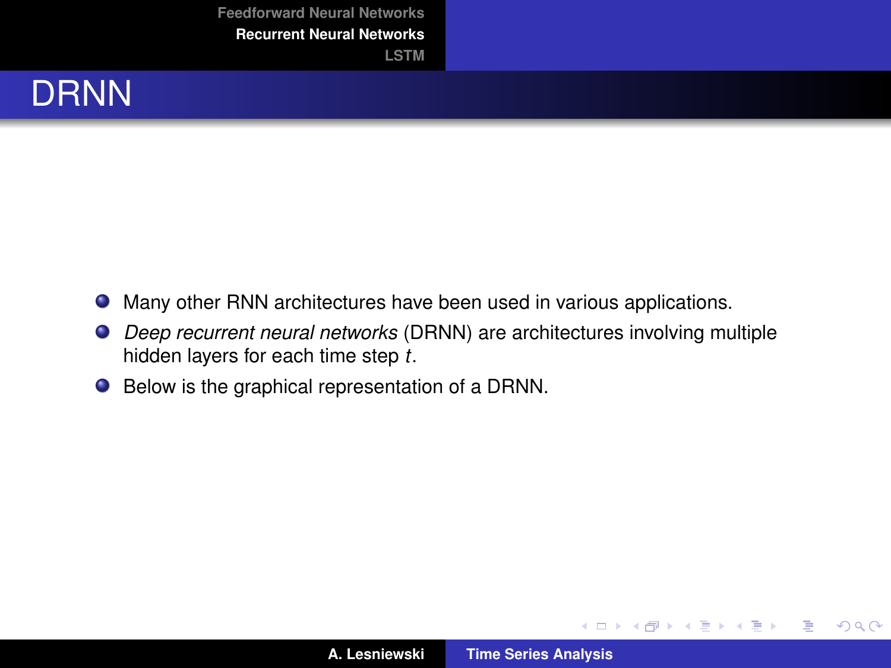# DRNN

- Many other RNN architectures have been used in various applications.
- *Deep recurrent neural networks* (DRNN) are architectures involving multiple hidden layers for each time step $t$.
- Below is the graphical representation of a DRNN.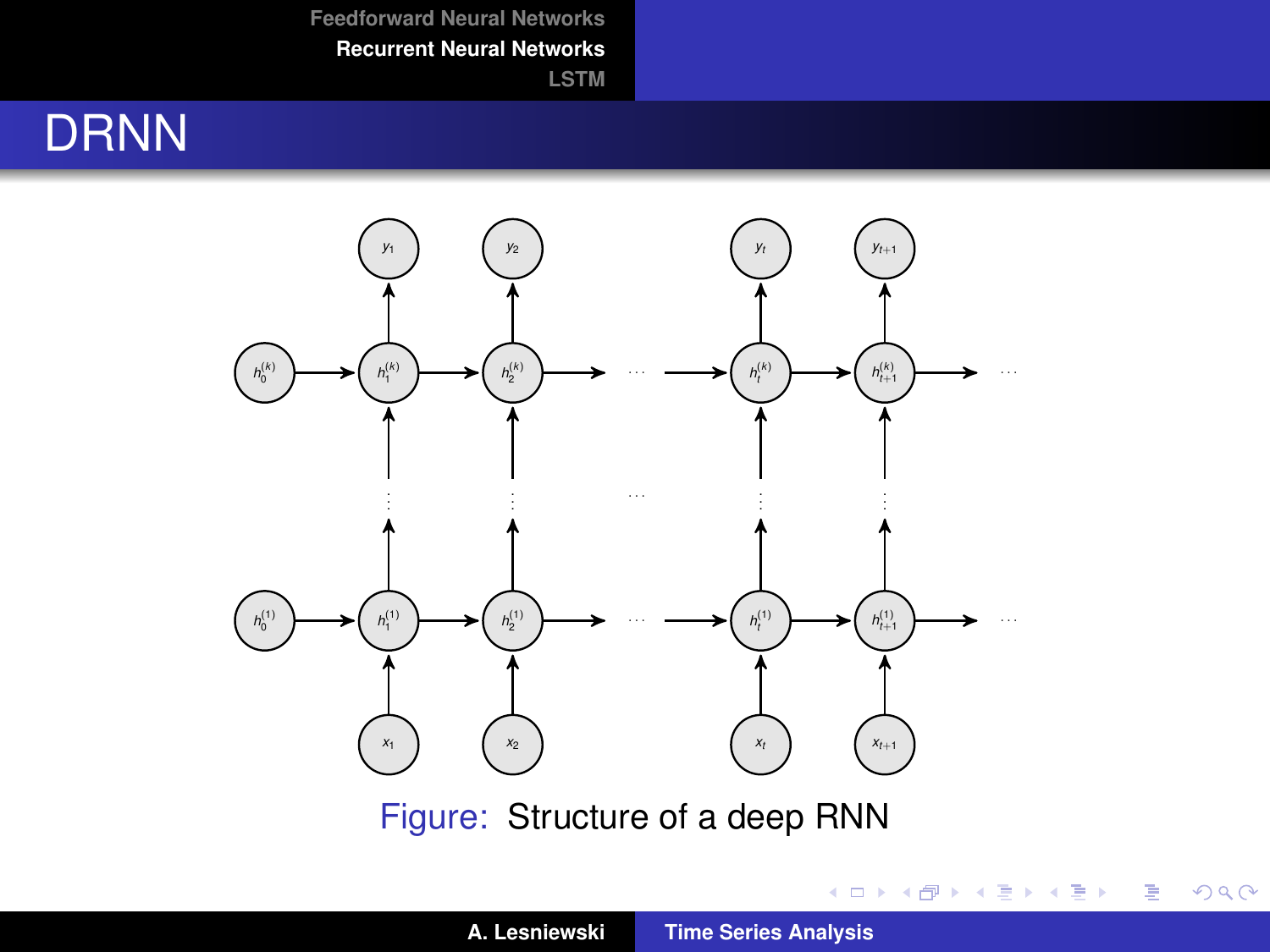# DRNN

Figure: Structure of a deep RNN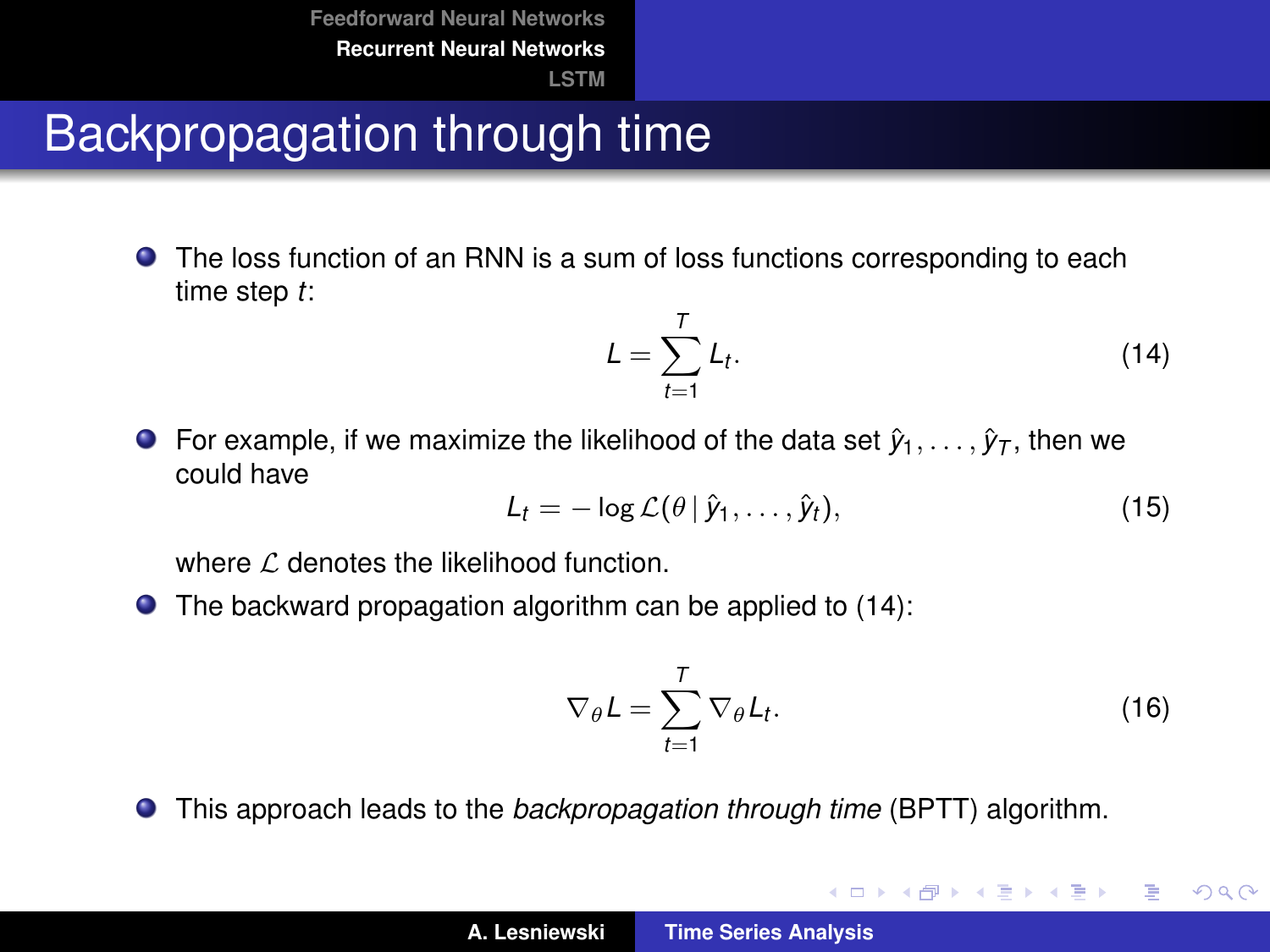# Backpropagation through time

- The loss function of an RNN is a sum of loss functions corresponding to each time step $t$:

$$L = \sum_{t=1}^{T} L_t. \tag{14}$$

- For example, if we maximize the likelihood of the data set $\hat{y}_1, \ldots, \hat{y}_T$, then we could have

$$L_t = -\log \mathcal{L}(\theta \mid \hat{y}_1, \ldots, \hat{y}_t), \tag{15}$$

  where $\mathcal{L}$ denotes the likelihood function.

- The backward propagation algorithm can be applied to (14):

$$\nabla_\theta L = \sum_{t=1}^{T} \nabla_\theta L_t. \tag{16}$$

- This approach leads to the *backpropagation through time* (BPTT) algorithm.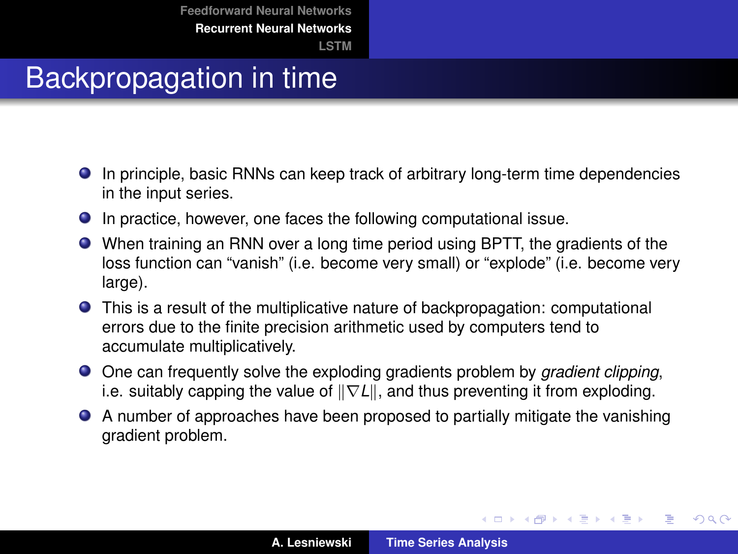# Backpropagation in time

- In principle, basic RNNs can keep track of arbitrary long-term time dependencies in the input series.
- In practice, however, one faces the following computational issue.
- When training an RNN over a long time period using BPTT, the gradients of the loss function can "vanish" (i.e. become very small) or "explode" (i.e. become very large).
- This is a result of the multiplicative nature of backpropagation: computational errors due to the finite precision arithmetic used by computers tend to accumulate multiplicatively.
- One can frequently solve the exploding gradients problem by *gradient clipping*, i.e. suitably capping the value of $\|\nabla L\|$, and thus preventing it from exploding.
- A number of approaches have been proposed to partially mitigate the vanishing gradient problem.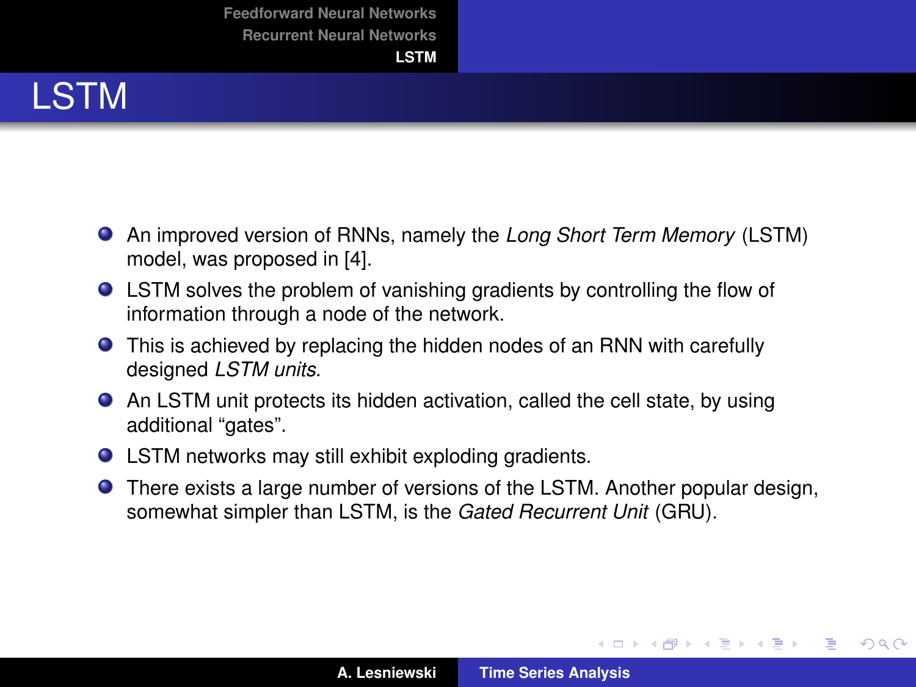# LSTM

- An improved version of RNNs, namely the *Long Short Term Memory* (LSTM) model, was proposed in [4].
- LSTM solves the problem of vanishing gradients by controlling the flow of information through a node of the network.
- This is achieved by replacing the hidden nodes of an RNN with carefully designed *LSTM units*.
- An LSTM unit protects its hidden activation, called the cell state, by using additional "gates".
- LSTM networks may still exhibit exploding gradients.
- There exists a large number of versions of the LSTM. Another popular design, somewhat simpler than LSTM, is the *Gated Recurrent Unit* (GRU).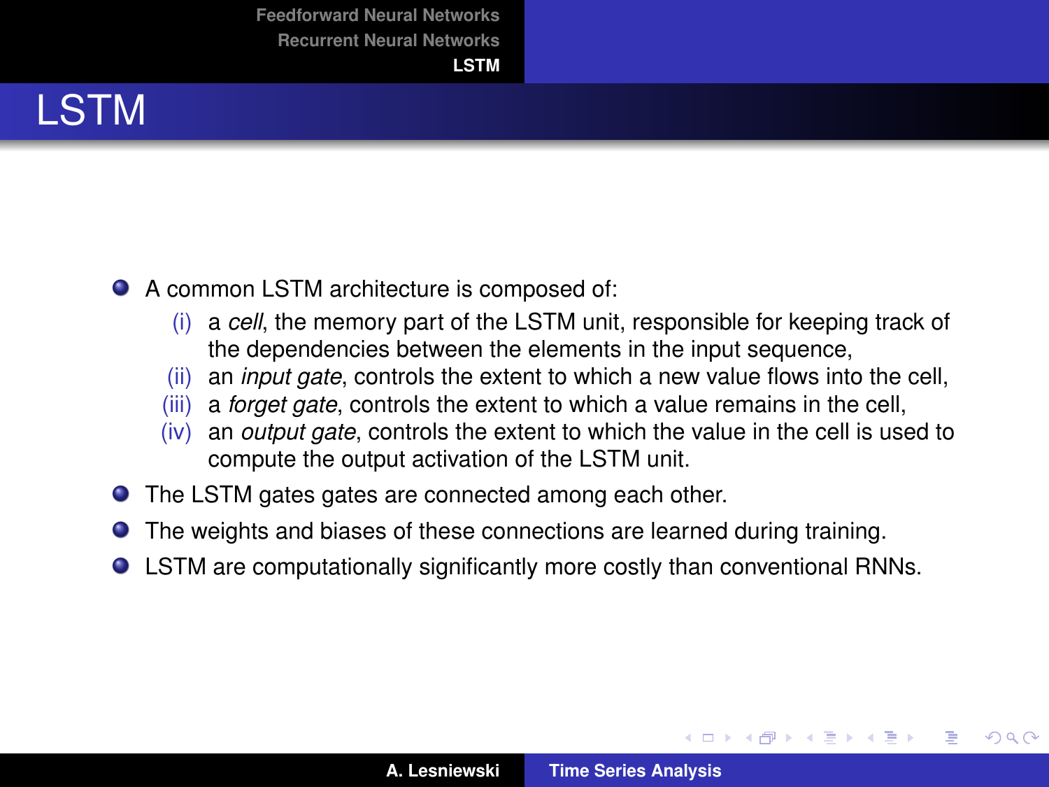# LSTM

- A common LSTM architecture is composed of:
  - (i) a *cell*, the memory part of the LSTM unit, responsible for keeping track of the dependencies between the elements in the input sequence,
  - (ii) an *input gate*, controls the extent to which a new value flows into the cell,
  - (iii) a *forget gate*, controls the extent to which a value remains in the cell,
  - (iv) an *output gate*, controls the extent to which the value in the cell is used to compute the output activation of the LSTM unit.
- The LSTM gates gates are connected among each other.
- The weights and biases of these connections are learned during training.
- LSTM are computationally significantly more costly than conventional RNNs.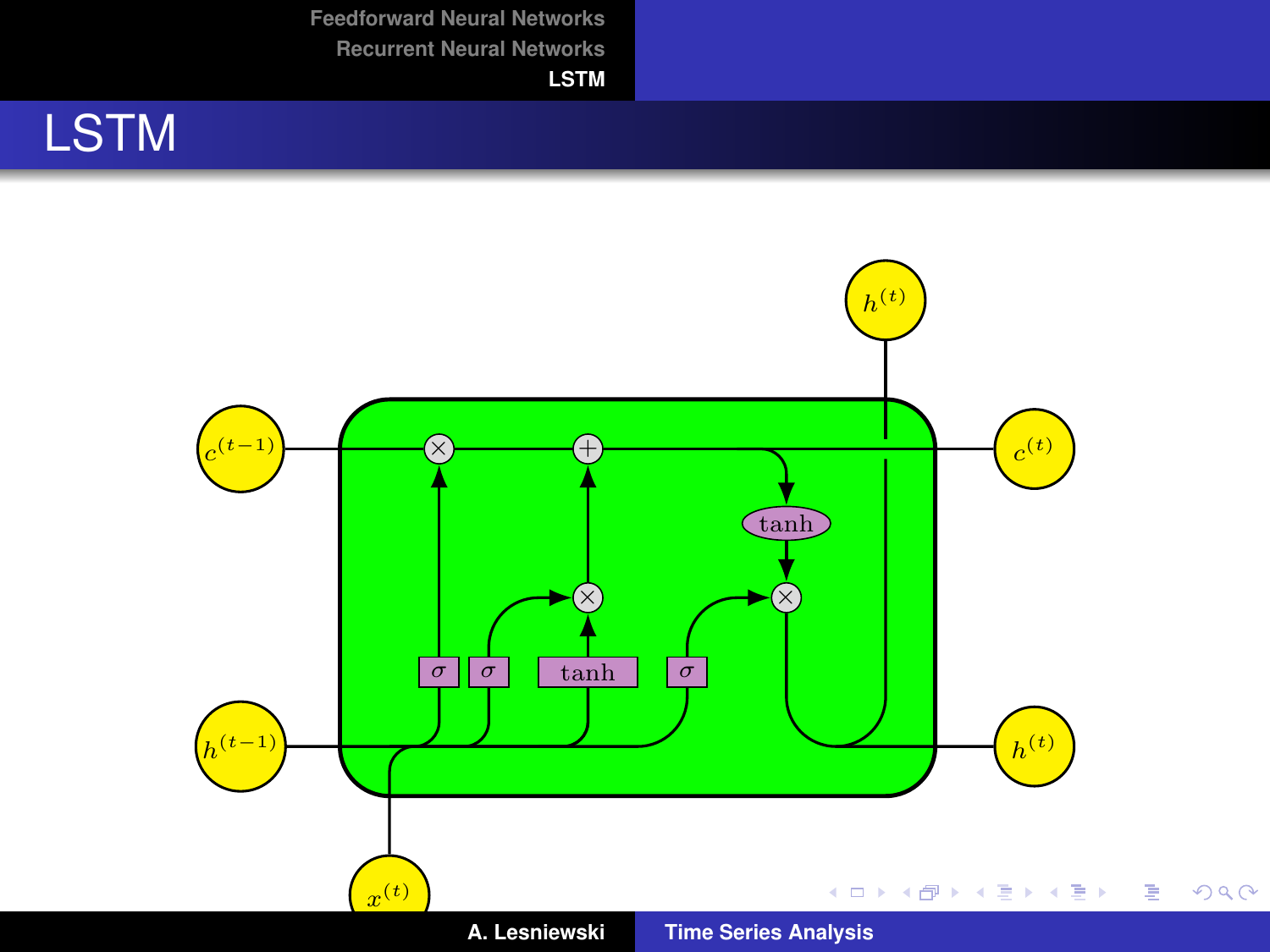# LSTM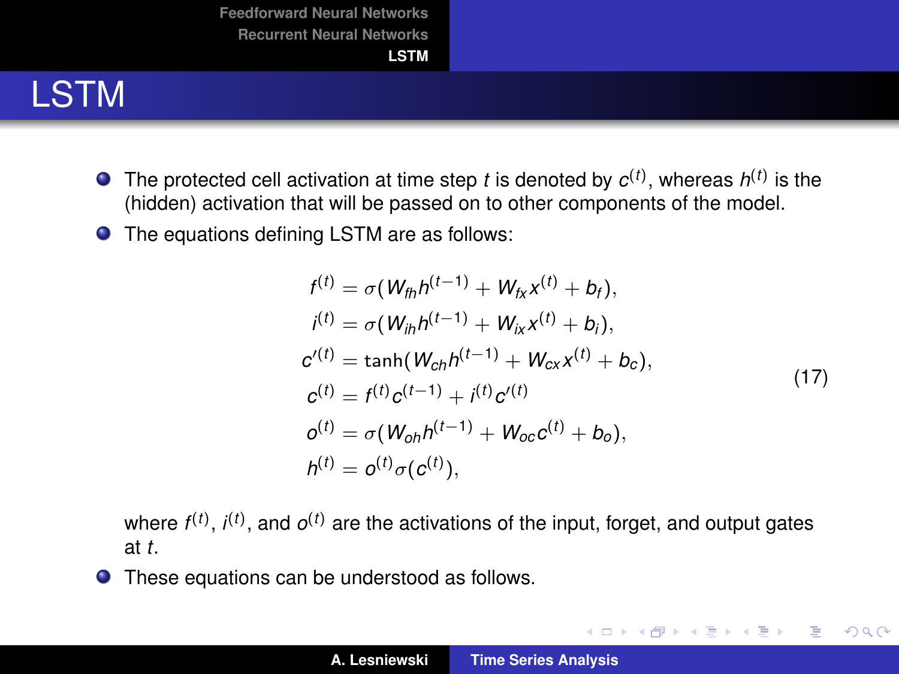# LSTM

- The protected cell activation at time step $t$ is denoted by $c^{(t)}$, whereas $h^{(t)}$ is the (hidden) activation that will be passed on to other components of the model.
- The equations defining LSTM are as follows:

$$
\begin{aligned}
f^{(t)} &= \sigma(W_{fh}h^{(t-1)} + W_{fx}x^{(t)} + b_f), \\
i^{(t)} &= \sigma(W_{ih}h^{(t-1)} + W_{ix}x^{(t)} + b_i), \\
c'^{(t)} &= \tanh(W_{ch}h^{(t-1)} + W_{cx}x^{(t)} + b_c), \\
c^{(t)} &= f^{(t)}c^{(t-1)} + i^{(t)}c'^{(t)} \\
o^{(t)} &= \sigma(W_{oh}h^{(t-1)} + W_{oc}c^{(t)} + b_o), \\
h^{(t)} &= o^{(t)}\sigma(c^{(t)}),
\end{aligned}
\tag{17}
$$

  where $f^{(t)}$, $i^{(t)}$, and $o^{(t)}$ are the activations of the input, forget, and output gates at $t$.
- These equations can be understood as follows.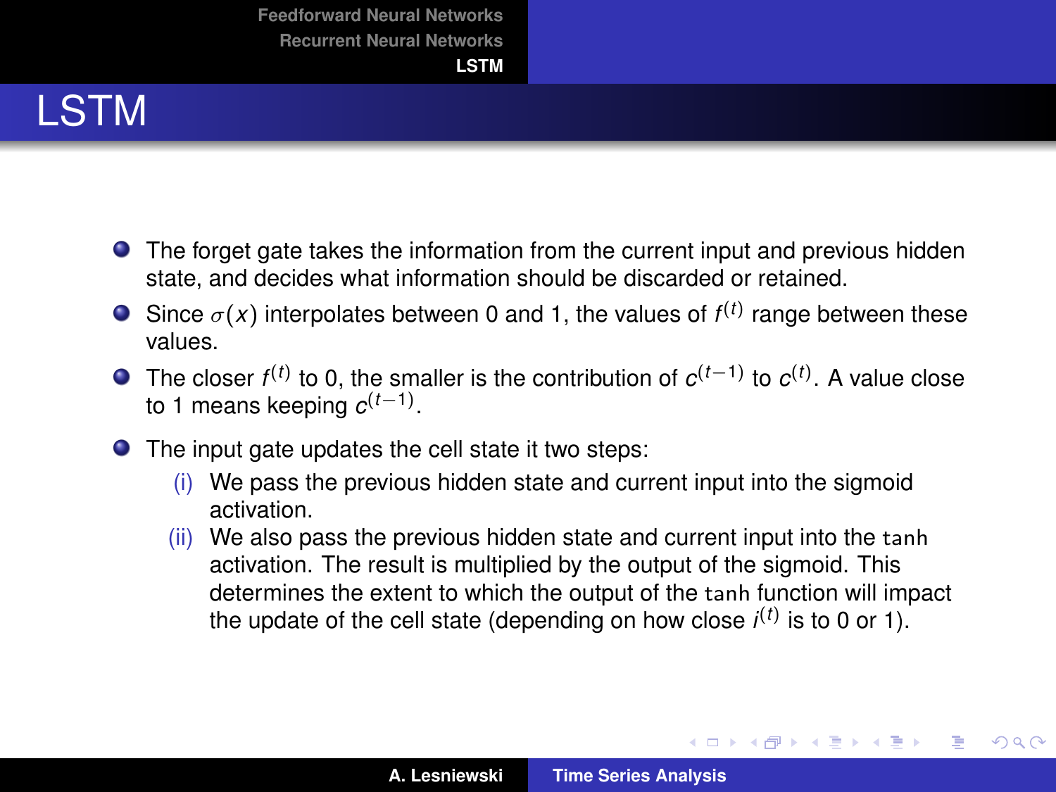# LSTM

- The forget gate takes the information from the current input and previous hidden state, and decides what information should be discarded or retained.
- Since $\sigma(x)$ interpolates between 0 and 1, the values of $f^{(t)}$ range between these values.
- The closer $f^{(t)}$ to 0, the smaller is the contribution of $c^{(t-1)}$ to $c^{(t)}$. A value close to 1 means keeping $c^{(t-1)}$.
- The input gate updates the cell state it two steps:
  - (i) We pass the previous hidden state and current input into the sigmoid activation.
  - (ii) We also pass the previous hidden state and current input into the `tanh` activation. The result is multiplied by the output of the sigmoid. This determines the extent to which the output of the `tanh` function will impact the update of the cell state (depending on how close $i^{(t)}$ is to 0 or 1).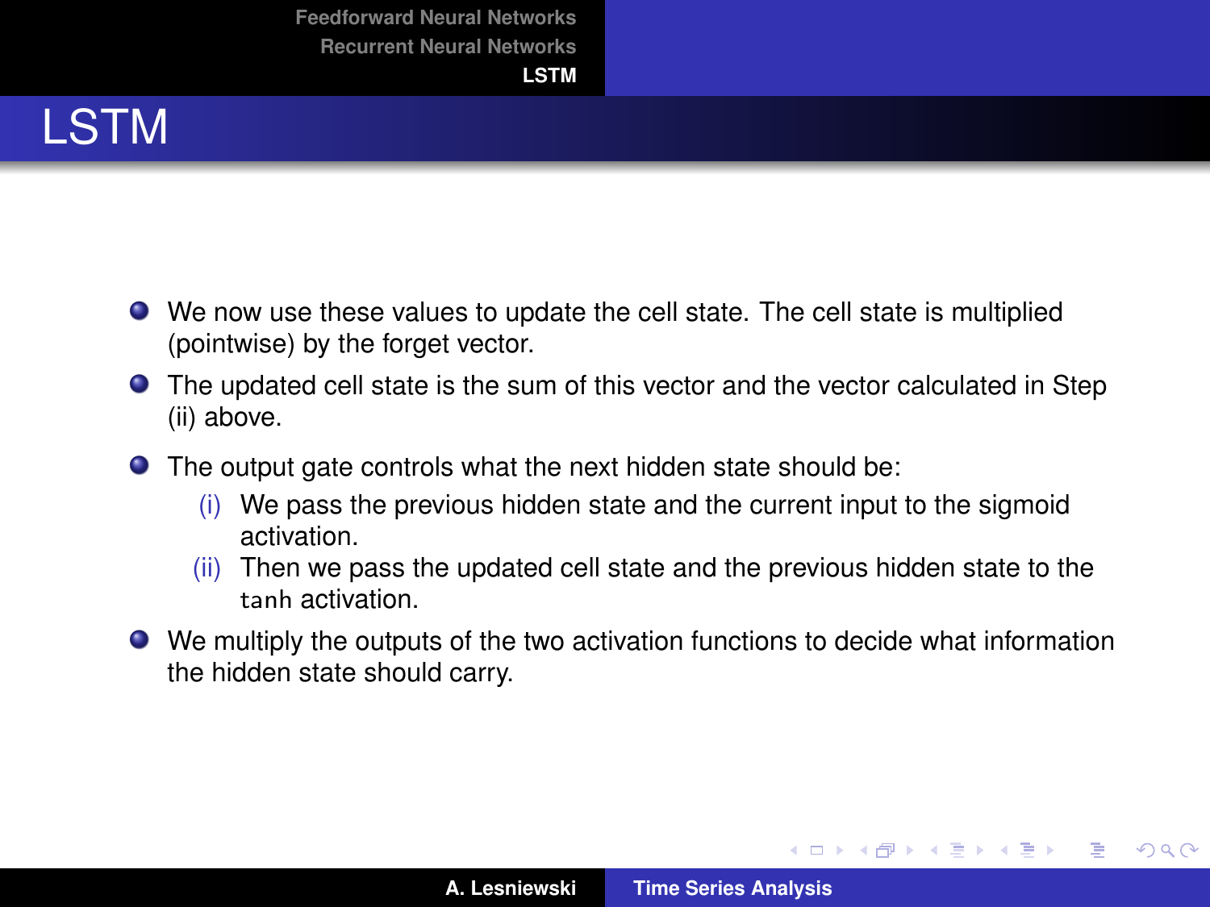# LSTM

- We now use these values to update the cell state. The cell state is multiplied (pointwise) by the forget vector.
- The updated cell state is the sum of this vector and the vector calculated in Step (ii) above.
- The output gate controls what the next hidden state should be:
  - (i) We pass the previous hidden state and the current input to the sigmoid activation.
  - (ii) Then we pass the updated cell state and the previous hidden state to the `tanh` activation.
- We multiply the outputs of the two activation functions to decide what information the hidden state should carry.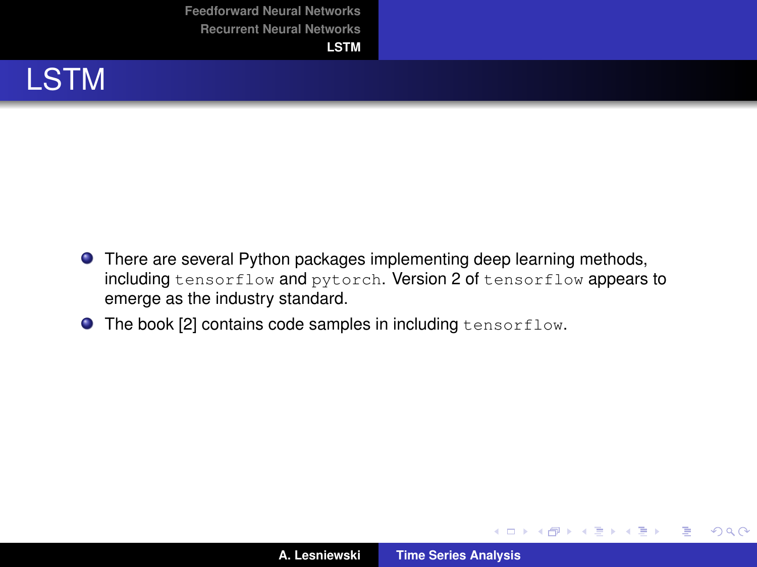# LSTM

- There are several Python packages implementing deep learning methods, including `tensorflow` and `pytorch`. Version 2 of `tensorflow` appears to emerge as the industry standard.
- The book [2] contains code samples in including `tensorflow`.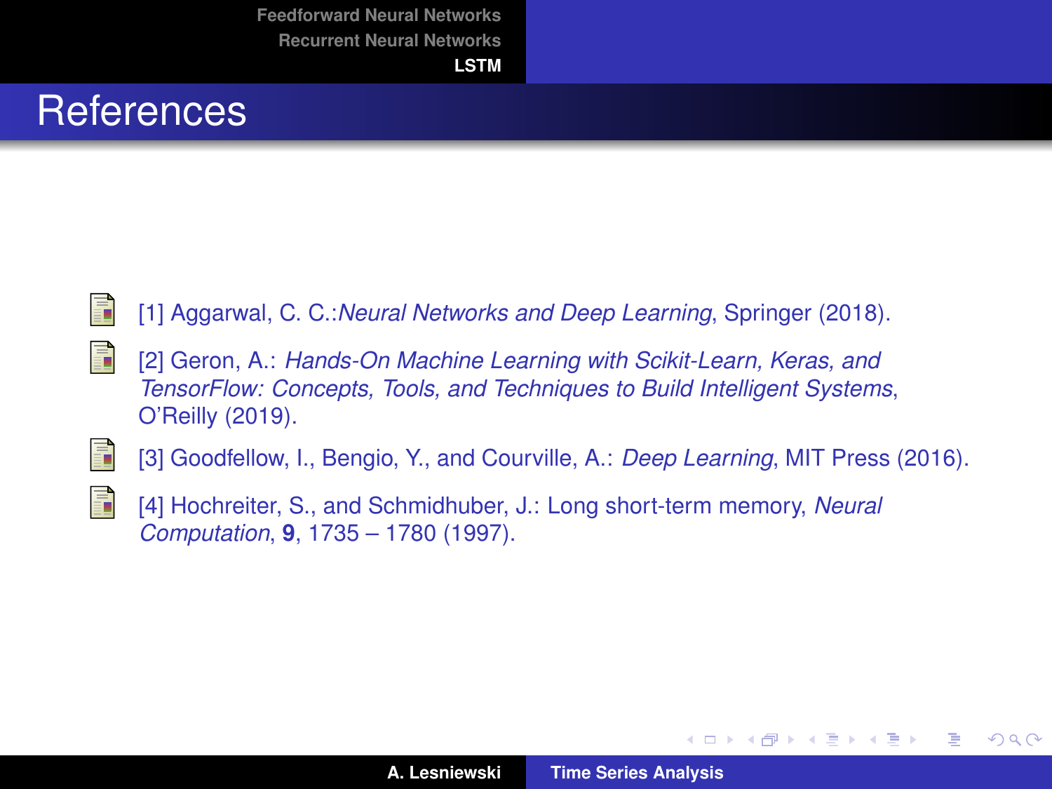# References

- [1] Aggarwal, C. C.:*Neural Networks and Deep Learning*, Springer (2018).
- [2] Geron, A.: *Hands-On Machine Learning with Scikit-Learn, Keras, and TensorFlow: Concepts, Tools, and Techniques to Build Intelligent Systems*, O'Reilly (2019).
- [3] Goodfellow, I., Bengio, Y., and Courville, A.: *Deep Learning*, MIT Press (2016).
- [4] Hochreiter, S., and Schmidhuber, J.: Long short-term memory, *Neural Computation*, **9**, 1735 – 1780 (1997).